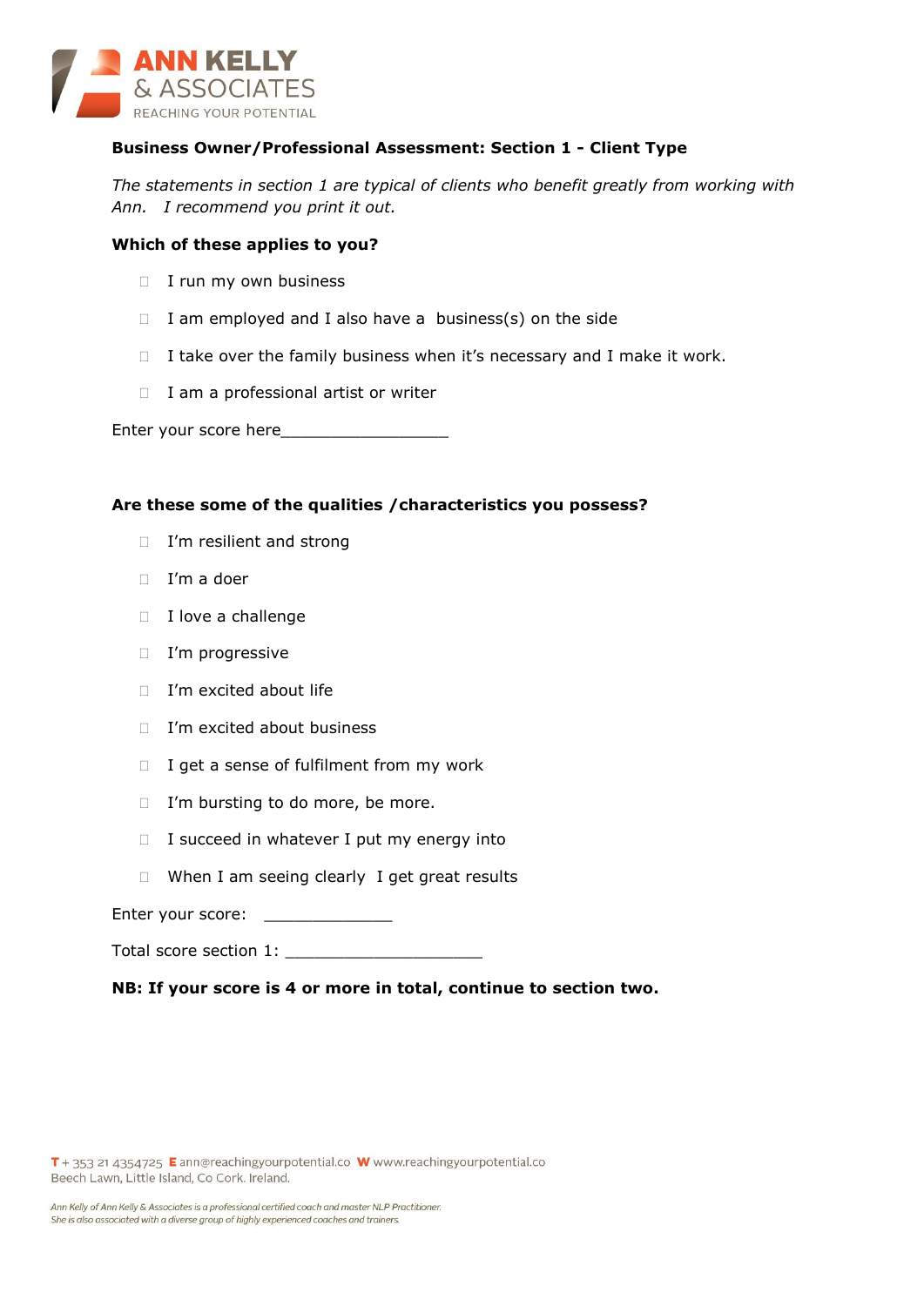**ANN KELLY**
& ASSOCIATES
REACHING YOUR POTENTIAL

## Business Owner/Professional Assessment: Section 1 - Client Type

*The statements in section 1 are typical of clients who benefit greatly from working with Ann. I recommend you print it out.*

**Which of these applies to you?**

- ☐ I run my own business
- ☐ I am employed and I also have a business(s) on the side
- ☐ I take over the family business when it's necessary and I make it work.
- ☐ I am a professional artist or writer

Enter your score here_________________

**Are these some of the qualities /characteristics you possess?**

- ☐ I'm resilient and strong
- ☐ I'm a doer
- ☐ I love a challenge
- ☐ I'm progressive
- ☐ I'm excited about life
- ☐ I'm excited about business
- ☐ I get a sense of fulfilment from my work
- ☐ I'm bursting to do more, be more.
- ☐ I succeed in whatever I put my energy into
- ☐ When I am seeing clearly I get great results

Enter your score: _____________

Total score section 1: ____________________

**NB: If your score is 4 or more in total, continue to section two.**

T + 353 21 4354725 E ann@reachingyourpotential.co W www.reachingyourpotential.co
Beech Lawn, Little Island, Co Cork. Ireland.

*Ann Kelly of Ann Kelly & Associates is a professional certified coach and master NLP Practitioner.*
*She is also associated with a diverse group of highly experienced coaches and trainers.*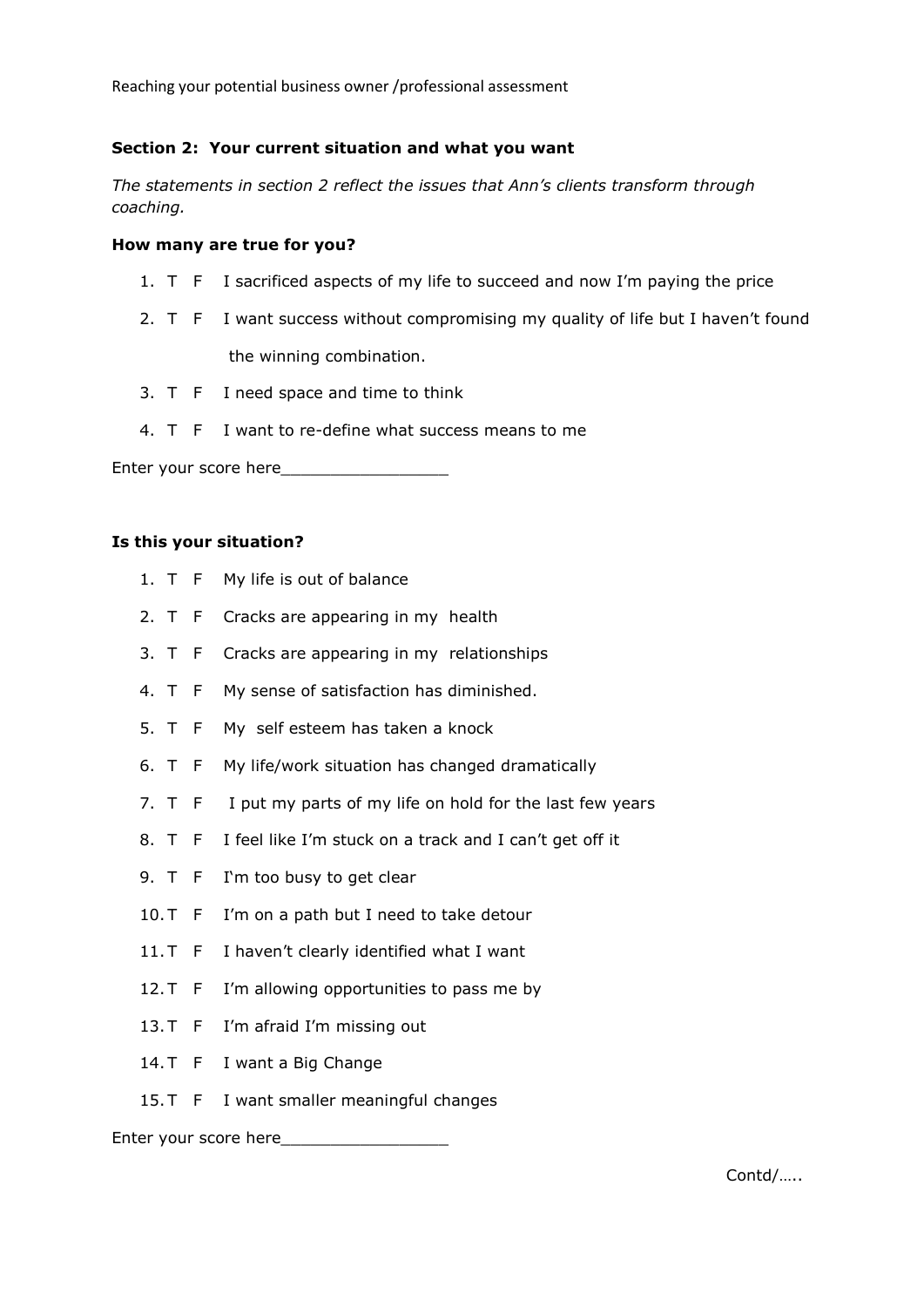## Section 2: Your current situation and what you want

*The statements in section 2 reflect the issues that Ann's clients transform through coaching.*

**How many are true for you?**

1. T F I sacrificed aspects of my life to succeed and now I'm paying the price
2. T F I want success without compromising my quality of life but I haven't found the winning combination.
3. T F I need space and time to think
4. T F I want to re-define what success means to me

Enter your score here_________________

**Is this your situation?**

1. T F My life is out of balance
2. T F Cracks are appearing in my health
3. T F Cracks are appearing in my relationships
4. T F My sense of satisfaction has diminished.
5. T F My self esteem has taken a knock
6. T F My life/work situation has changed dramatically
7. T F I put my parts of my life on hold for the last few years
8. T F I feel like I'm stuck on a track and I can't get off it
9. T F I'm too busy to get clear
10. T F I'm on a path but I need to take detour
11. T F I haven't clearly identified what I want
12. T F I'm allowing opportunities to pass me by
13. T F I'm afraid I'm missing out
14. T F I want a Big Change
15. T F I want smaller meaningful changes

Enter your score here_________________

Contd/…..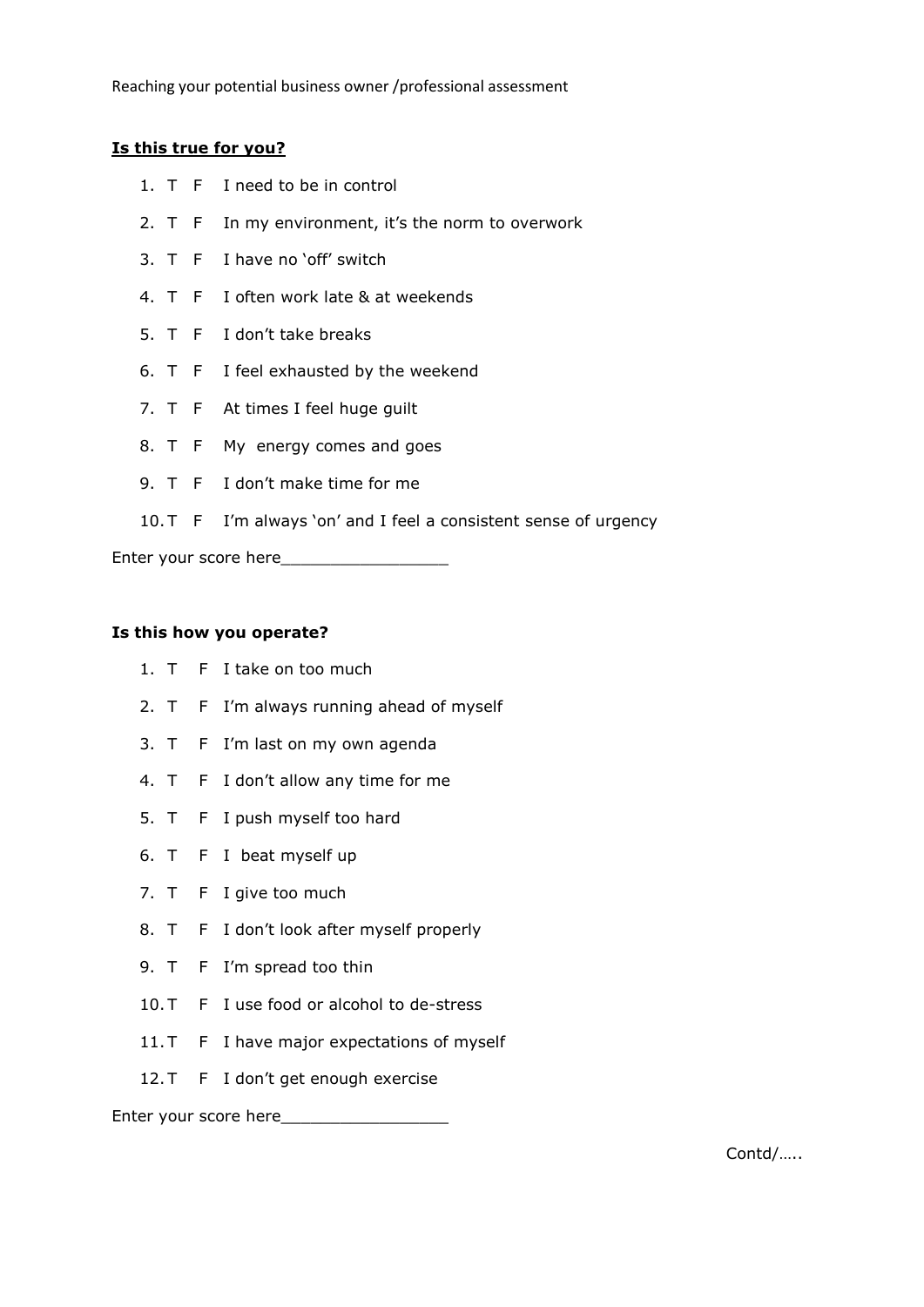Reaching your potential business owner /professional assessment

**<u>Is this true for you?</u>**

1. T F I need to be in control
2. T F In my environment, it's the norm to overwork
3. T F I have no 'off' switch
4. T F I often work late & at weekends
5. T F I don't take breaks
6. T F I feel exhausted by the weekend
7. T F At times I feel huge guilt
8. T F My energy comes and goes
9. T F I don't make time for me
10. T F I'm always 'on' and I feel a consistent sense of urgency

Enter your score here_________________

**Is this how you operate?**

1. T F I take on too much
2. T F I'm always running ahead of myself
3. T F I'm last on my own agenda
4. T F I don't allow any time for me
5. T F I push myself too hard
6. T F I beat myself up
7. T F I give too much
8. T F I don't look after myself properly
9. T F I'm spread too thin
10. T F I use food or alcohol to de-stress
11. T F I have major expectations of myself
12. T F I don't get enough exercise

Enter your score here_________________

Contd/…..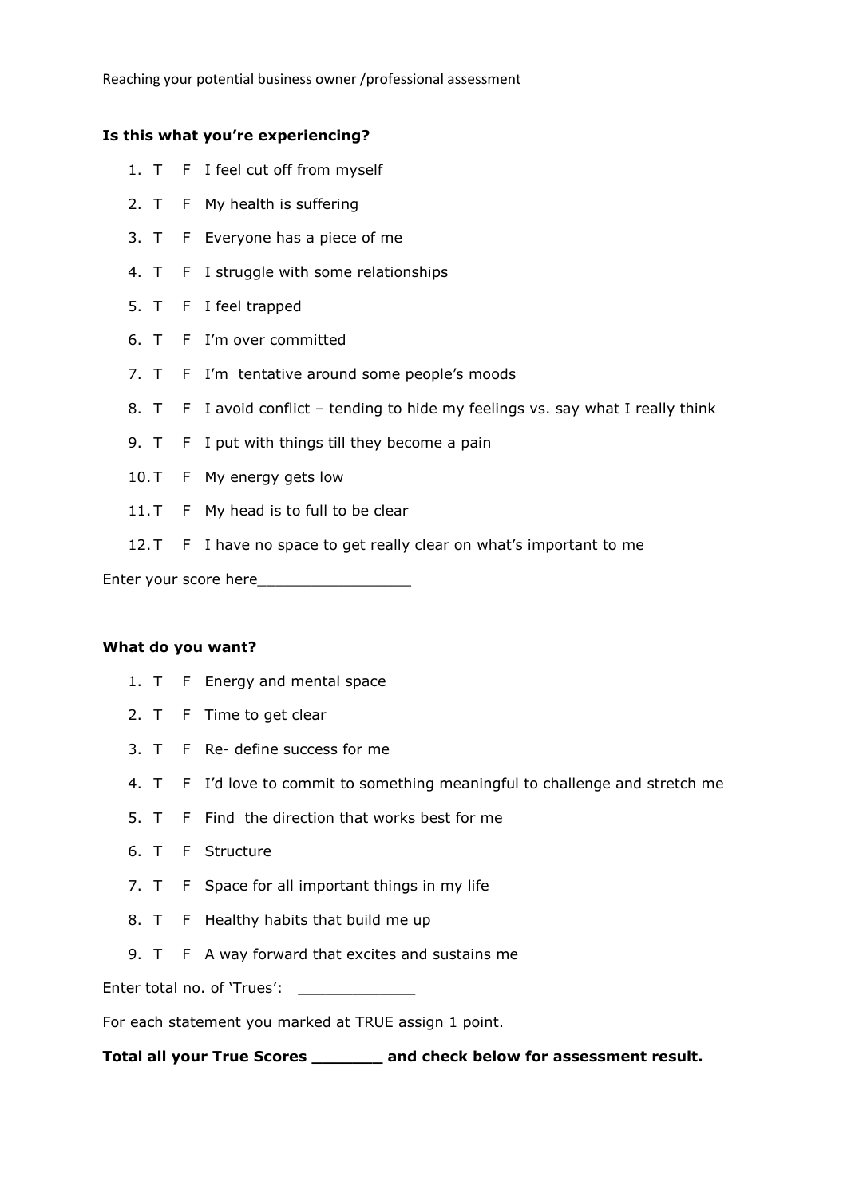Reaching your potential business owner /professional assessment

**Is this what you're experiencing?**

1. T F I feel cut off from myself
2. T F My health is suffering
3. T F Everyone has a piece of me
4. T F I struggle with some relationships
5. T F I feel trapped
6. T F I'm over committed
7. T F I'm tentative around some people's moods
8. T F I avoid conflict – tending to hide my feelings vs. say what I really think
9. T F I put with things till they become a pain
10. T F My energy gets low
11. T F My head is to full to be clear
12. T F I have no space to get really clear on what's important to me

Enter your score here_________________

**What do you want?**

1. T F Energy and mental space
2. T F Time to get clear
3. T F Re- define success for me
4. T F I'd love to commit to something meaningful to challenge and stretch me
5. T F Find the direction that works best for me
6. T F Structure
7. T F Space for all important things in my life
8. T F Healthy habits that build me up
9. T F A way forward that excites and sustains me

Enter total no. of 'Trues': _____________

For each statement you marked at TRUE assign 1 point.

**Total all your True Scores _______ and check below for assessment result.**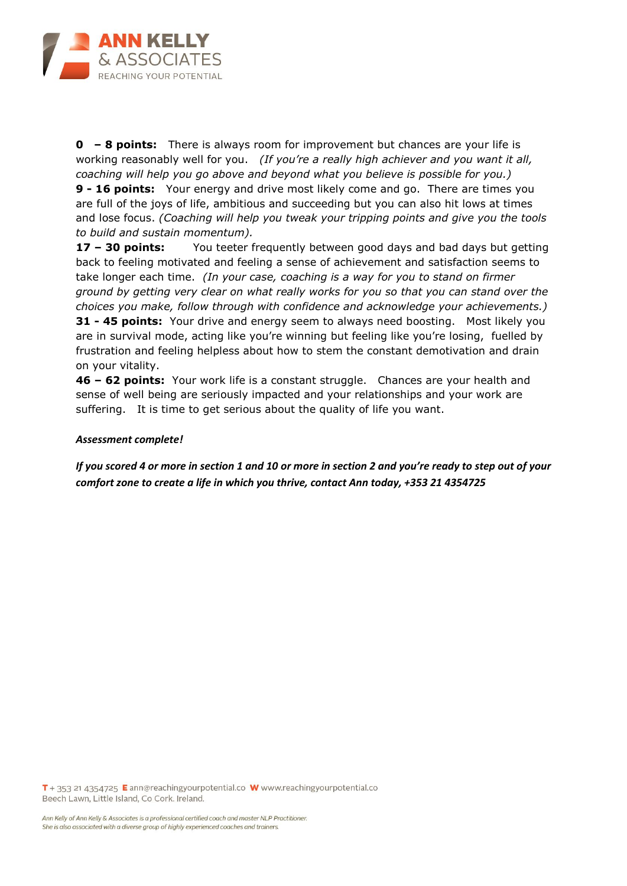**0 – 8 points:** There is always room for improvement but chances are your life is working reasonably well for you. *(If you're a really high achiever and you want it all, coaching will help you go above and beyond what you believe is possible for you.)*

**9 - 16 points:** Your energy and drive most likely come and go. There are times you are full of the joys of life, ambitious and succeeding but you can also hit lows at times and lose focus. *(Coaching will help you tweak your tripping points and give you the tools to build and sustain momentum).*

**17 – 30 points:** You teeter frequently between good days and bad days but getting back to feeling motivated and feeling a sense of achievement and satisfaction seems to take longer each time. *(In your case, coaching is a way for you to stand on firmer ground by getting very clear on what really works for you so that you can stand over the choices you make, follow through with confidence and acknowledge your achievements.)*

**31 - 45 points:** Your drive and energy seem to always need boosting. Most likely you are in survival mode, acting like you're winning but feeling like you're losing, fuelled by frustration and feeling helpless about how to stem the constant demotivation and drain on your vitality.

**46 – 62 points:** Your work life is a constant struggle. Chances are your health and sense of well being are seriously impacted and your relationships and your work are suffering. It is time to get serious about the quality of life you want.

***Assessment complete!***

***If you scored 4 or more in section 1 and 10 or more in section 2 and you're ready to step out of your comfort zone to create a life in which you thrive, contact Ann today, +353 21 4354725***